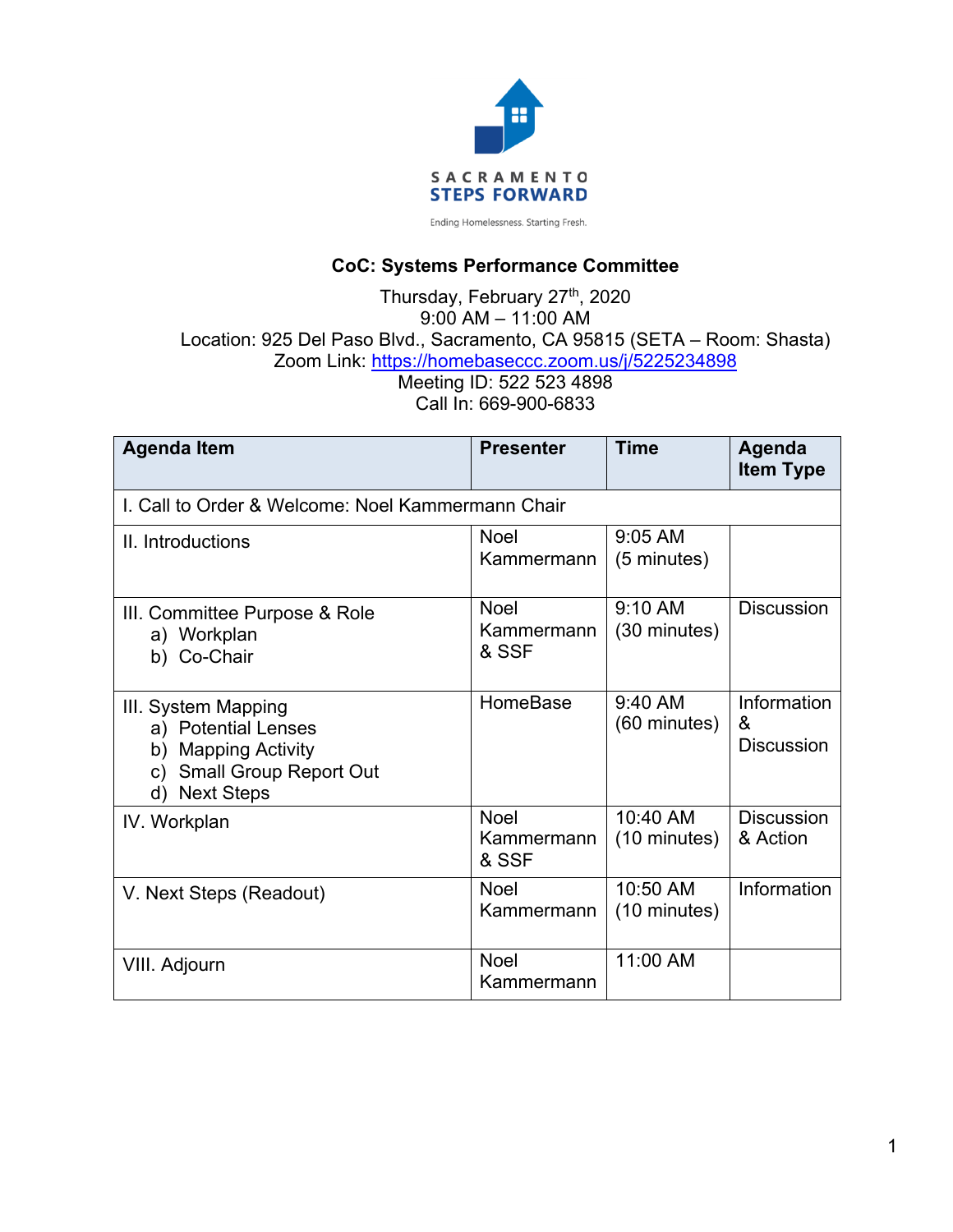SACRAMENTO
STEPS FORWARD

Ending Homelessness. Starting Fresh.

# CoC: Systems Performance Committee

Thursday, February 27th, 2020
9:00 AM – 11:00 AM
Location: 925 Del Paso Blvd., Sacramento, CA 95815 (SETA – Room: Shasta)
Zoom Link: https://homebaseccc.zoom.us/j/5225234898
Meeting ID: 522 523 4898
Call In: 669-900-6833

| Agenda Item | Presenter | Time | Agenda Item Type |
|---|---|---|---|
| I. Call to Order & Welcome: Noel Kammermann Chair | | | |
| II. Introductions | Noel Kammermann | 9:05 AM (5 minutes) | |
| III. Committee Purpose & Role<br>a) Workplan<br>b) Co-Chair | Noel Kammermann & SSF | 9:10 AM (30 minutes) | Discussion |
| III. System Mapping<br>a) Potential Lenses<br>b) Mapping Activity<br>c) Small Group Report Out<br>d) Next Steps | HomeBase | 9:40 AM (60 minutes) | Information & Discussion |
| IV. Workplan | Noel Kammermann & SSF | 10:40 AM (10 minutes) | Discussion & Action |
| V. Next Steps (Readout) | Noel Kammermann | 10:50 AM (10 minutes) | Information |
| VIII. Adjourn | Noel Kammermann | 11:00 AM | |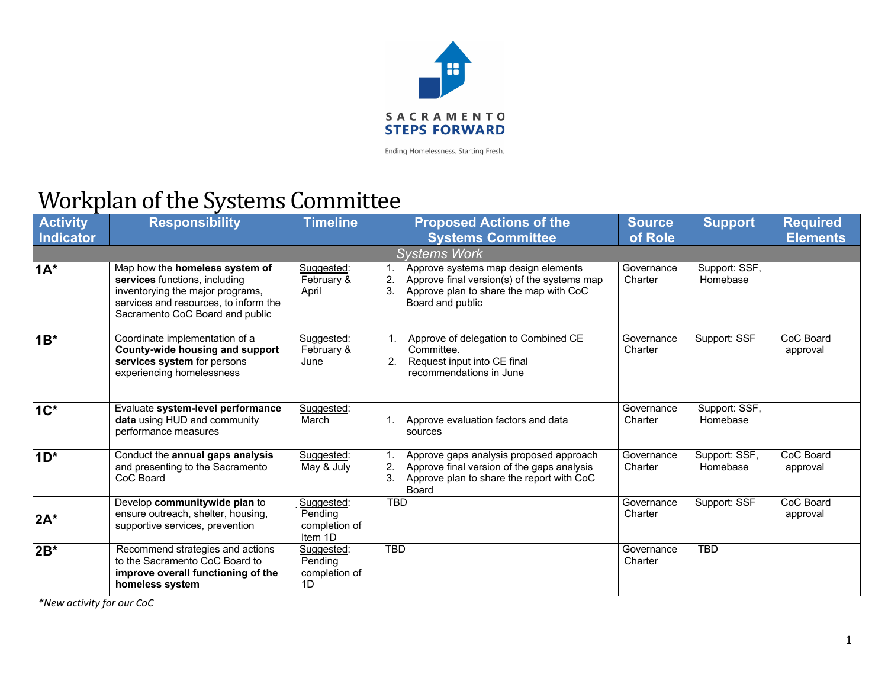SACRAMENTO
STEPS FORWARD

Ending Homelessness. Starting Fresh.

# Workplan of the Systems Committee

| Activity Indicator | Responsibility | Timeline | Proposed Actions of the Systems Committee | Source of Role | Support | Required Elements |
|---|---|---|---|---|---|---|
| *Systems Work* | | | | | | |
| **1A*** | Map how the **homeless system of services** functions, including inventorying the major programs, services and resources, to inform the Sacramento CoC Board and public | Suggested: February & April | 1. Approve systems map design elements<br>2. Approve final version(s) of the systems map<br>3. Approve plan to share the map with CoC Board and public | Governance Charter | Support: SSF, Homebase | |
| **1B*** | Coordinate implementation of a **County-wide housing and support services system** for persons experiencing homelessness | Suggested: February & June | 1. Approve of delegation to Combined CE Committee.<br>2. Request input into CE final recommendations in June | Governance Charter | Support: SSF | CoC Board approval |
| **1C*** | Evaluate **system-level performance data** using HUD and community performance measures | Suggested: March | 1. Approve evaluation factors and data sources | Governance Charter | Support: SSF, Homebase | |
| **1D*** | Conduct the **annual gaps analysis** and presenting to the Sacramento CoC Board | Suggested: May & July | 1. Approve gaps analysis proposed approach<br>2. Approve final version of the gaps analysis<br>3. Approve plan to share the report with CoC Board | Governance Charter | Support: SSF, Homebase | CoC Board approval |
| **2A*** | Develop **communitywide plan** to ensure outreach, shelter, housing, supportive services, prevention | Suggested: Pending completion of Item 1D | TBD | Governance Charter | Support: SSF | CoC Board approval |
| **2B*** | Recommend strategies and actions to the Sacramento CoC Board to **improve overall functioning of the homeless system** | Suggested: Pending completion of 1D | TBD | Governance Charter | TBD | |

*\*New activity for our CoC*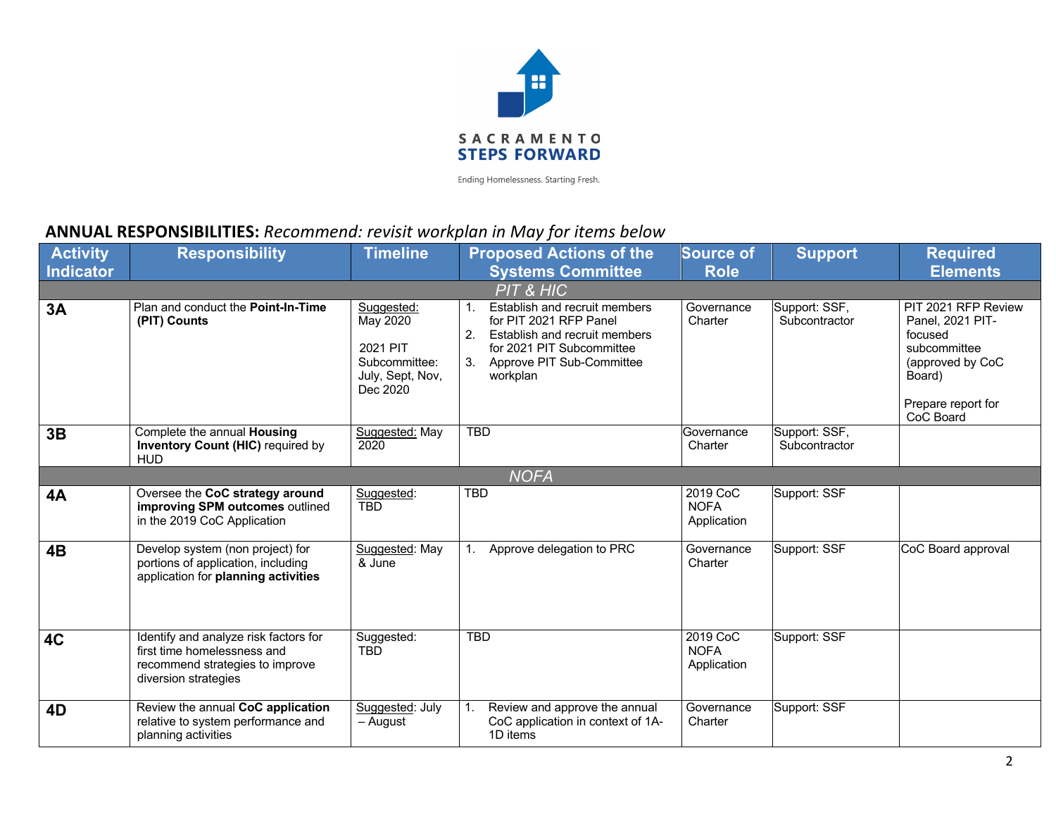SACRAMENTO
STEPS FORWARD

Ending Homelessness. Starting Fresh.

## ANNUAL RESPONSIBILITIES: *Recommend: revisit workplan in May for items below*

| Activity Indicator | Responsibility | Timeline | Proposed Actions of the Systems Committee | Source of Role | Support | Required Elements |
|---|---|---|---|---|---|---|
| | | | *PIT & HIC* | | | |
| **3A** | Plan and conduct the **Point-In-Time (PIT) Counts** | Suggested: May 2020<br><br>2021 PIT Subcommittee: July, Sept, Nov, Dec 2020 | 1. Establish and recruit members for PIT 2021 RFP Panel<br>2. Establish and recruit members for 2021 PIT Subcommittee<br>3. Approve PIT Sub-Committee workplan | Governance Charter | Support: SSF, Subcontractor | PIT 2021 RFP Review Panel, 2021 PIT-focused subcommittee (approved by CoC Board)<br><br>Prepare report for CoC Board |
| **3B** | Complete the annual **Housing Inventory Count (HIC)** required by HUD | Suggested: May 2020 | TBD | Governance Charter | Support: SSF, Subcontractor | |
| | | | *NOFA* | | | |
| **4A** | Oversee the **CoC strategy around improving SPM outcomes** outlined in the 2019 CoC Application | Suggested: TBD | TBD | 2019 CoC NOFA Application | Support: SSF | |
| **4B** | Develop system (non project) for portions of application, including application for **planning activities** | Suggested: May & June | 1. Approve delegation to PRC | Governance Charter | Support: SSF | CoC Board approval |
| **4C** | Identify and analyze risk factors for first time homelessness and recommend strategies to improve diversion strategies | Suggested: TBD | TBD | 2019 CoC NOFA Application | Support: SSF | |
| **4D** | Review the annual **CoC application** relative to system performance and planning activities | Suggested: July – August | 1. Review and approve the annual CoC application in context of 1A-1D items | Governance Charter | Support: SSF | |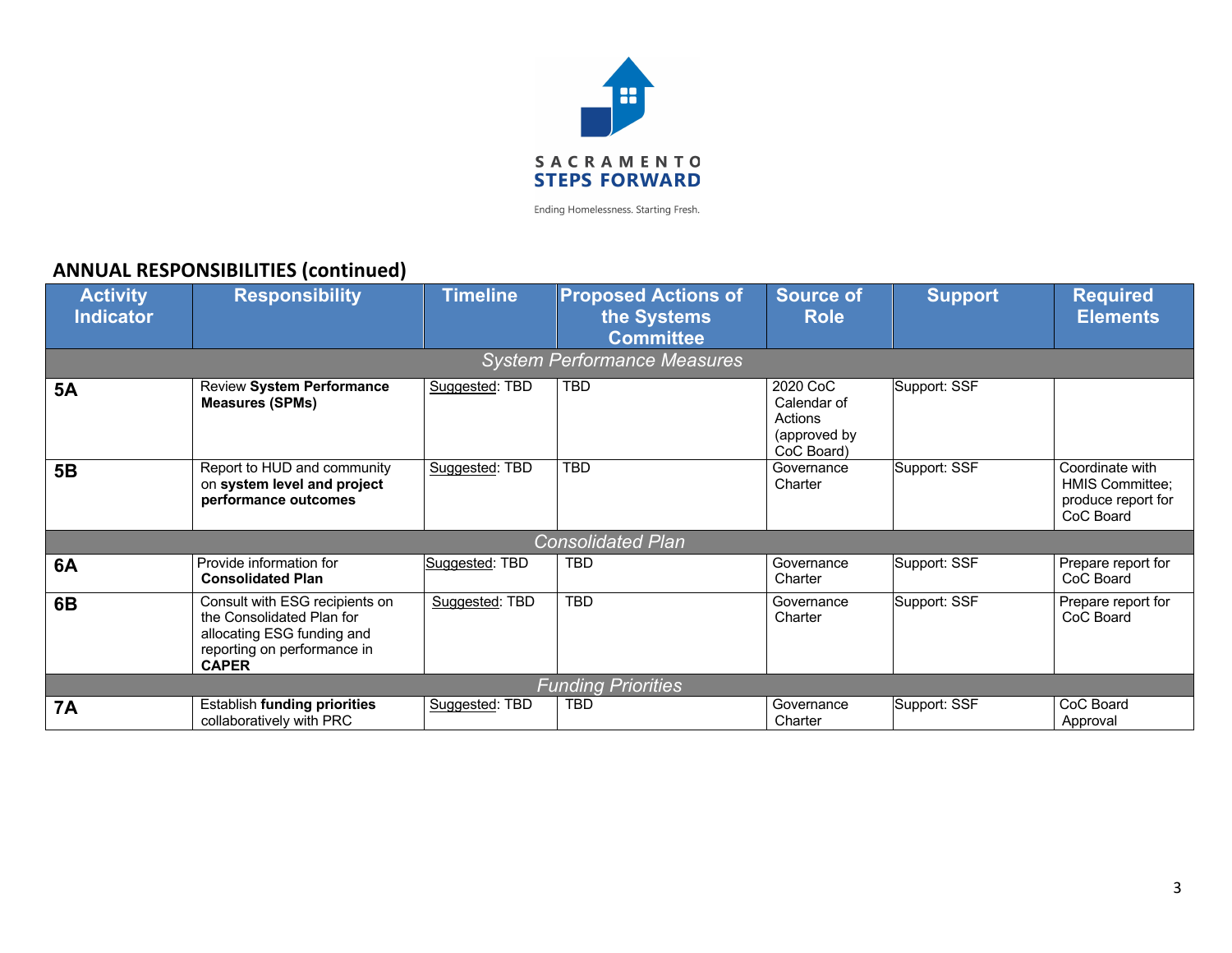Ending Homelessness. Starting Fresh.

## ANNUAL RESPONSIBILITIES (continued)

| Activity Indicator | Responsibility | Timeline | Proposed Actions of the Systems Committee | Source of Role | Support | Required Elements |
|---|---|---|---|---|---|---|
| *System Performance Measures* | | | | | | |
| **5A** | Review **System Performance Measures (SPMs)** | Suggested: TBD | TBD | 2020 CoC Calendar of Actions (approved by CoC Board) | Support: SSF | |
| **5B** | Report to HUD and community on **system level and project performance outcomes** | Suggested: TBD | TBD | Governance Charter | Support: SSF | Coordinate with HMIS Committee; produce report for CoC Board |
| *Consolidated Plan* | | | | | | |
| **6A** | Provide information for **Consolidated Plan** | Suggested: TBD | TBD | Governance Charter | Support: SSF | Prepare report for CoC Board |
| **6B** | Consult with ESG recipients on the Consolidated Plan for allocating ESG funding and reporting on performance in **CAPER** | Suggested: TBD | TBD | Governance Charter | Support: SSF | Prepare report for CoC Board |
| *Funding Priorities* | | | | | | |
| **7A** | Establish **funding priorities** collaboratively with PRC | Suggested: TBD | TBD | Governance Charter | Support: SSF | CoC Board Approval |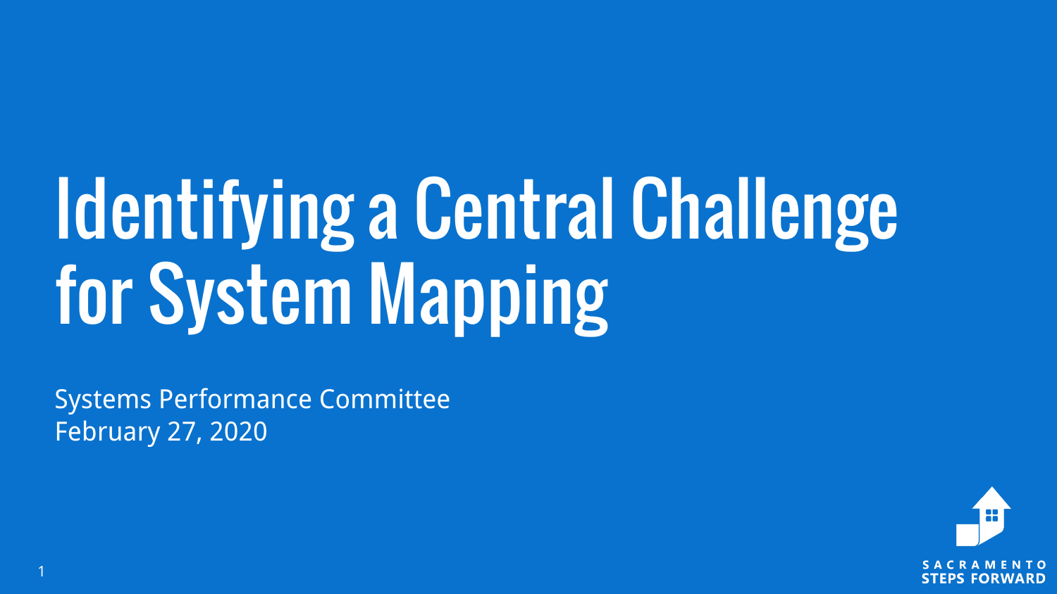# Identifying a Central Challenge for System Mapping

Systems Performance Committee
February 27, 2020

SACRAMENTO STEPS FORWARD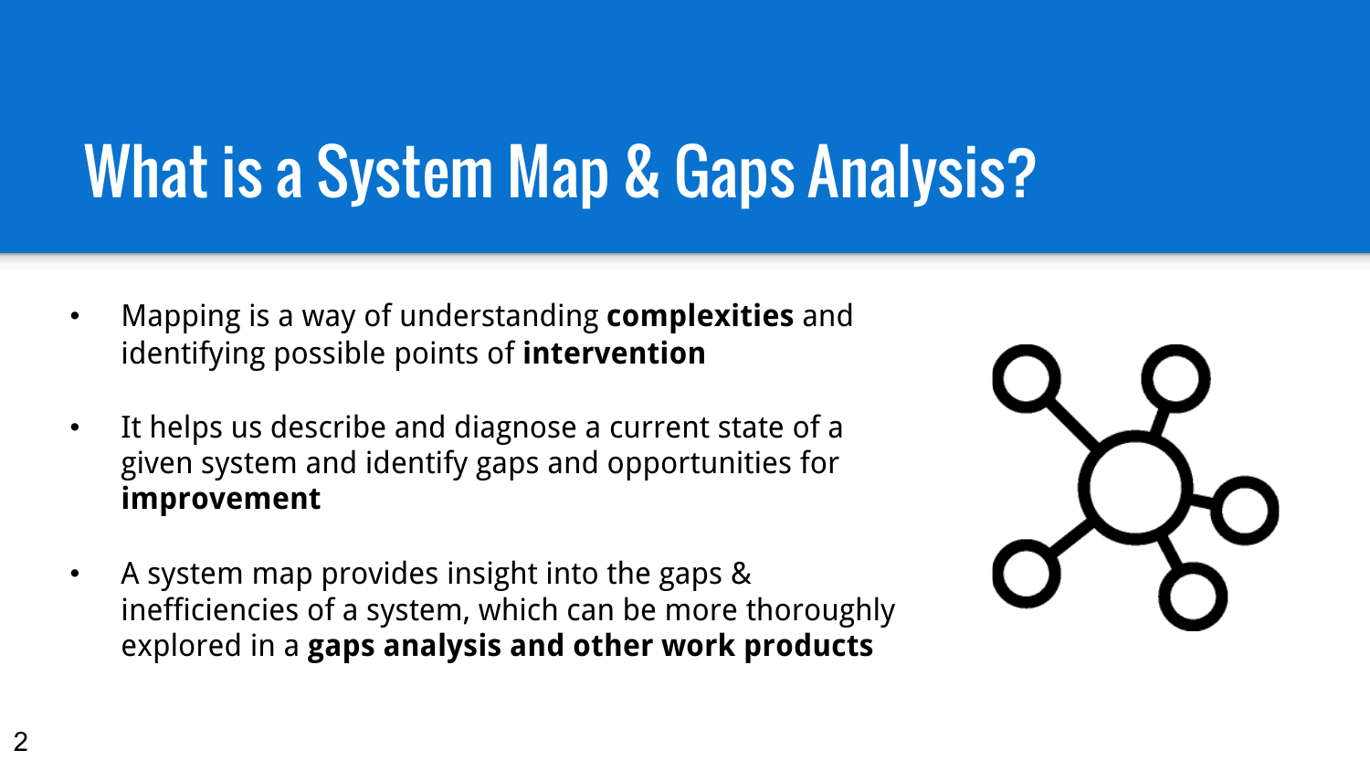# What is a System Map & Gaps Analysis?

- Mapping is a way of understanding **complexities** and identifying possible points of **intervention**
- It helps us describe and diagnose a current state of a given system and identify gaps and opportunities for **improvement**
- A system map provides insight into the gaps & inefficiencies of a system, which can be more thoroughly explored in a **gaps analysis and other work products**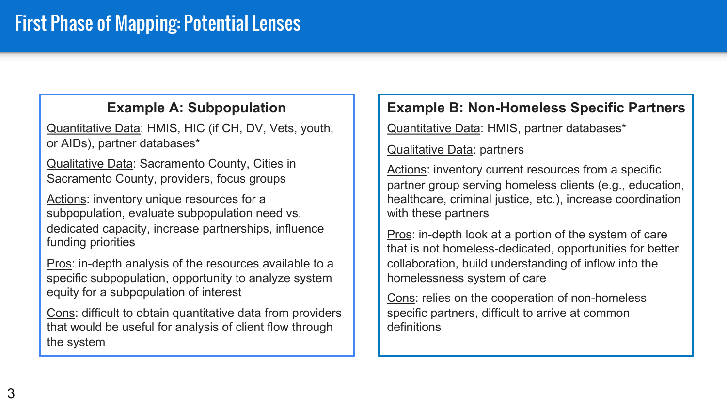# First Phase of Mapping: Potential Lenses

### Example A: Subpopulation

Quantitative Data: HMIS, HIC (if CH, DV, Vets, youth, or AIDs), partner databases*

Qualitative Data: Sacramento County, Cities in Sacramento County, providers, focus groups

Actions: inventory unique resources for a subpopulation, evaluate subpopulation need vs. dedicated capacity, increase partnerships, influence funding priorities

Pros: in-depth analysis of the resources available to a specific subpopulation, opportunity to analyze system equity for a subpopulation of interest

Cons: difficult to obtain quantitative data from providers that would be useful for analysis of client flow through the system

### Example B: Non-Homeless Specific Partners

Quantitative Data: HMIS, partner databases*

Qualitative Data: partners

Actions: inventory current resources from a specific partner group serving homeless clients (e.g., education, healthcare, criminal justice, etc.), increase coordination with these partners

Pros: in-depth look at a portion of the system of care that is not homeless-dedicated, opportunities for better collaboration, build understanding of inflow into the homelessness system of care

Cons: relies on the cooperation of non-homeless specific partners, difficult to arrive at common definitions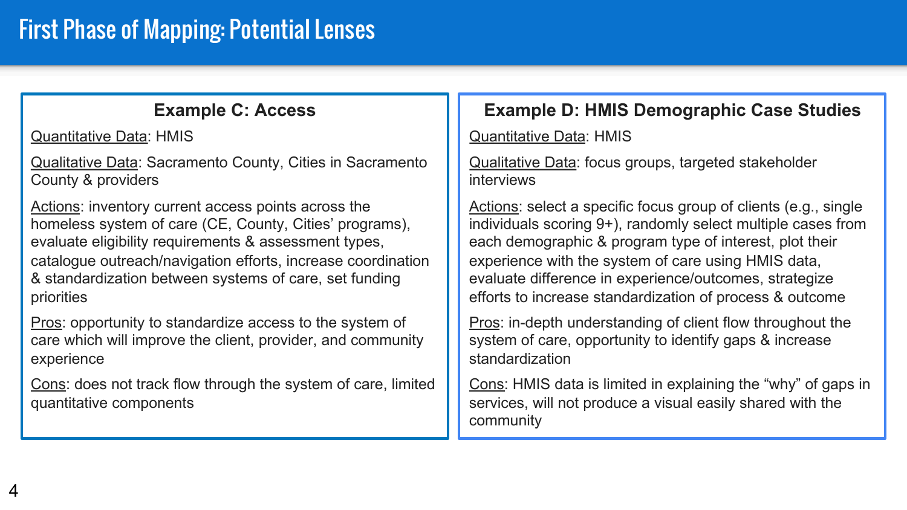# First Phase of Mapping: Potential Lenses

## Example C: Access

Quantitative Data: HMIS

Qualitative Data: Sacramento County, Cities in Sacramento County & providers

Actions: inventory current access points across the homeless system of care (CE, County, Cities' programs), evaluate eligibility requirements & assessment types, catalogue outreach/navigation efforts, increase coordination & standardization between systems of care, set funding priorities

Pros: opportunity to standardize access to the system of care which will improve the client, provider, and community experience

Cons: does not track flow through the system of care, limited quantitative components

## Example D: HMIS Demographic Case Studies

Quantitative Data: HMIS

Qualitative Data: focus groups, targeted stakeholder interviews

Actions: select a specific focus group of clients (e.g., single individuals scoring 9+), randomly select multiple cases from each demographic & program type of interest, plot their experience with the system of care using HMIS data, evaluate difference in experience/outcomes, strategize efforts to increase standardization of process & outcome

Pros: in-depth understanding of client flow throughout the system of care, opportunity to identify gaps & increase standardization

Cons: HMIS data is limited in explaining the "why" of gaps in services, will not produce a visual easily shared with the community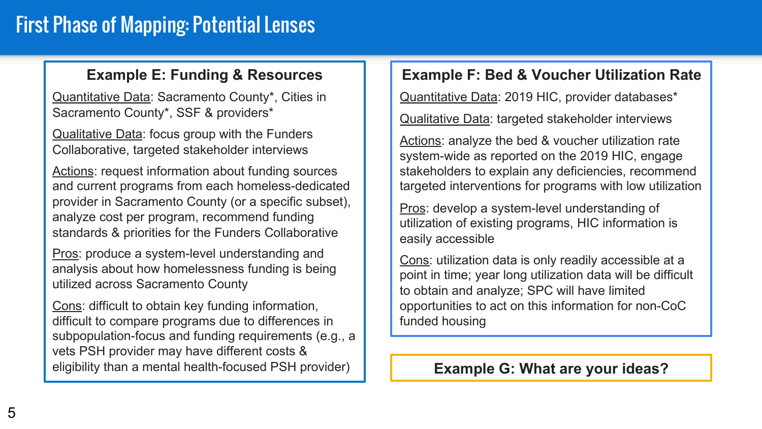# First Phase of Mapping: Potential Lenses

## Example E: Funding & Resources

Quantitative Data: Sacramento County*, Cities in Sacramento County*, SSF & providers*

Qualitative Data: focus group with the Funders Collaborative, targeted stakeholder interviews

Actions: request information about funding sources and current programs from each homeless-dedicated provider in Sacramento County (or a specific subset), analyze cost per program, recommend funding standards & priorities for the Funders Collaborative

Pros: produce a system-level understanding and analysis about how homelessness funding is being utilized across Sacramento County

Cons: difficult to obtain key funding information, difficult to compare programs due to differences in subpopulation-focus and funding requirements (e.g., a vets PSH provider may have different costs & eligibility than a mental health-focused PSH provider)

## Example F: Bed & Voucher Utilization Rate

Quantitative Data: 2019 HIC, provider databases*

Qualitative Data: targeted stakeholder interviews

Actions: analyze the bed & voucher utilization rate system-wide as reported on the 2019 HIC, engage stakeholders to explain any deficiencies, recommend targeted interventions for programs with low utilization

Pros: develop a system-level understanding of utilization of existing programs, HIC information is easily accessible

Cons: utilization data is only readily accessible at a point in time; year long utilization data will be difficult to obtain and analyze; SPC will have limited opportunities to act on this information for non-CoC funded housing

## Example G: What are your ideas?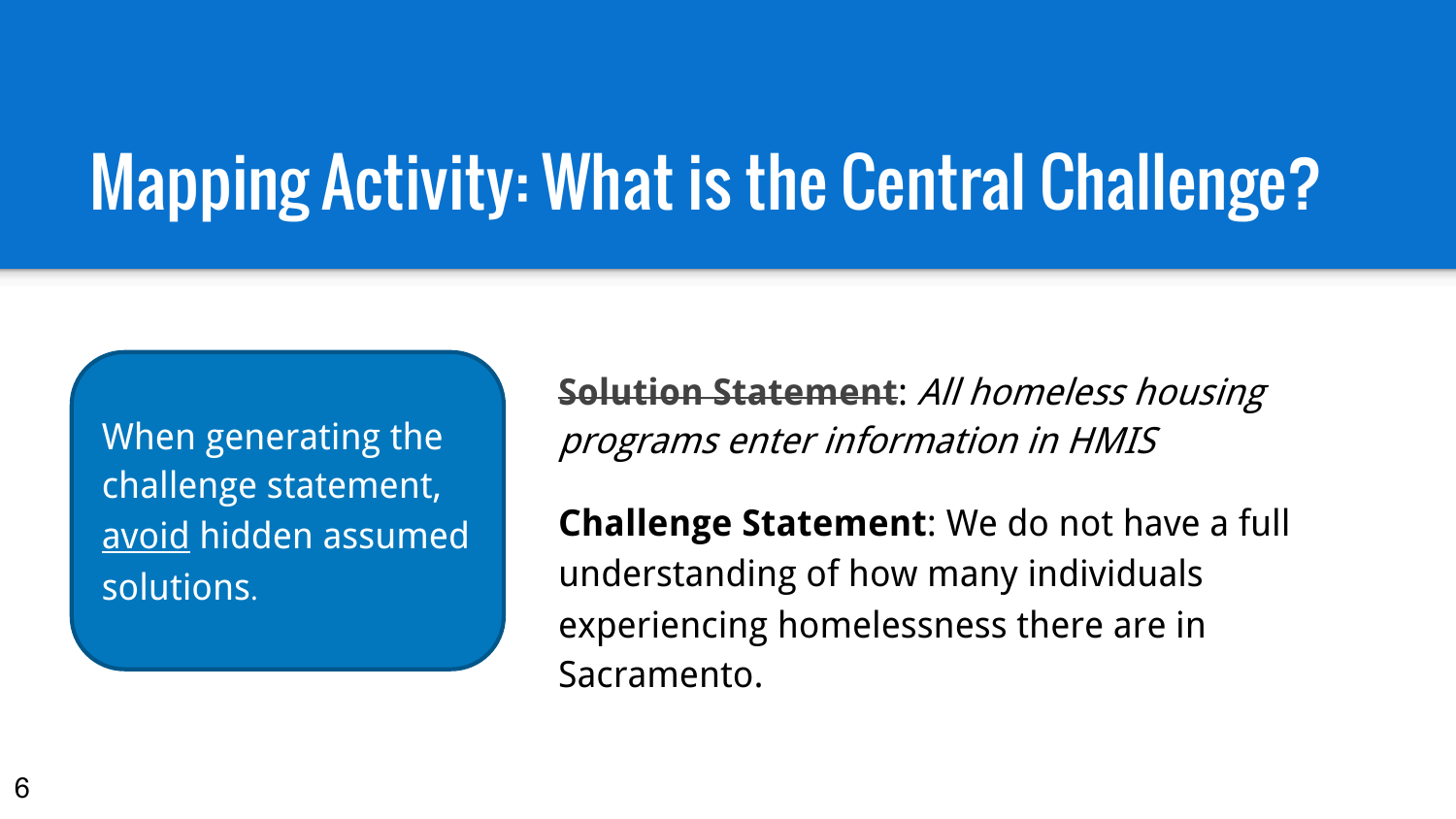# Mapping Activity: What is the Central Challenge?

When generating the challenge statement, <u>avoid</u> hidden assumed solutions.

~~**Solution Statement**~~: *All homeless housing programs enter information in HMIS*

**Challenge Statement**: We do not have a full understanding of how many individuals experiencing homelessness there are in Sacramento.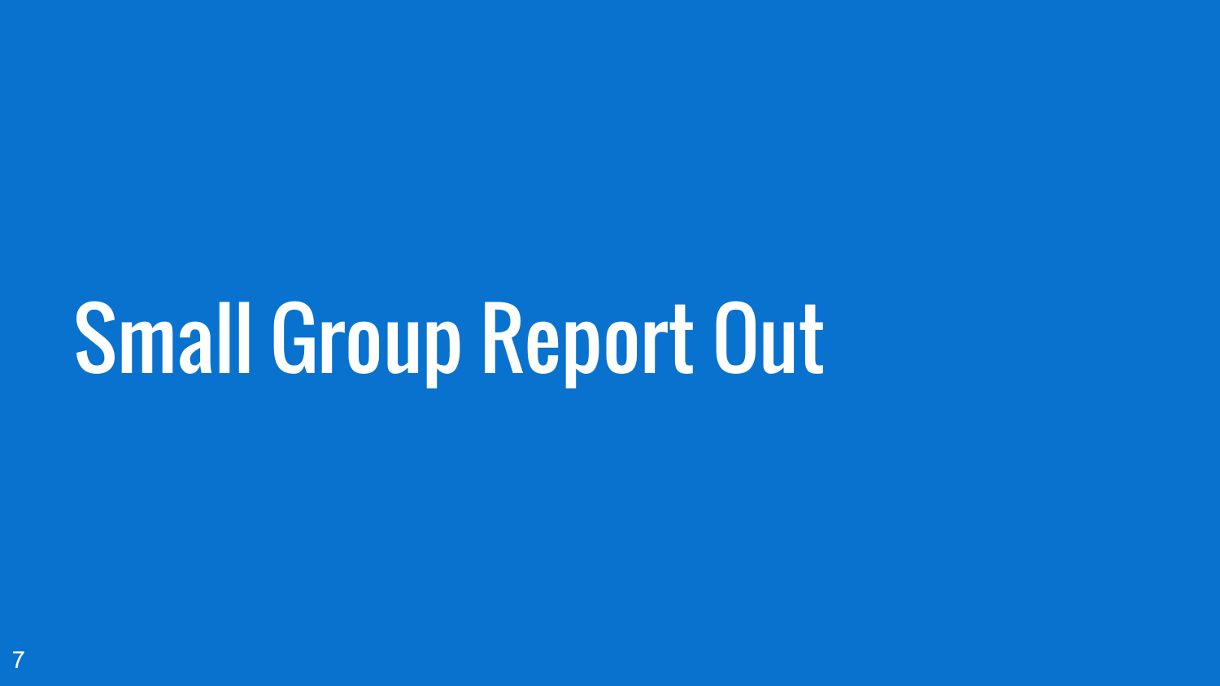# Small Group Report Out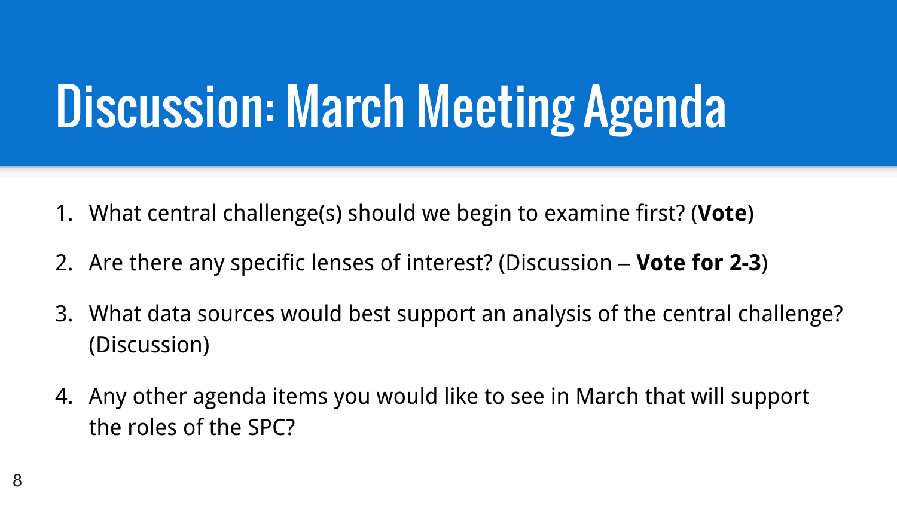# Discussion: March Meeting Agenda

1. What central challenge(s) should we begin to examine first? (**Vote**)
2. Are there any specific lenses of interest? (Discussion – **Vote for 2-3**)
3. What data sources would best support an analysis of the central challenge? (Discussion)
4. Any other agenda items you would like to see in March that will support the roles of the SPC?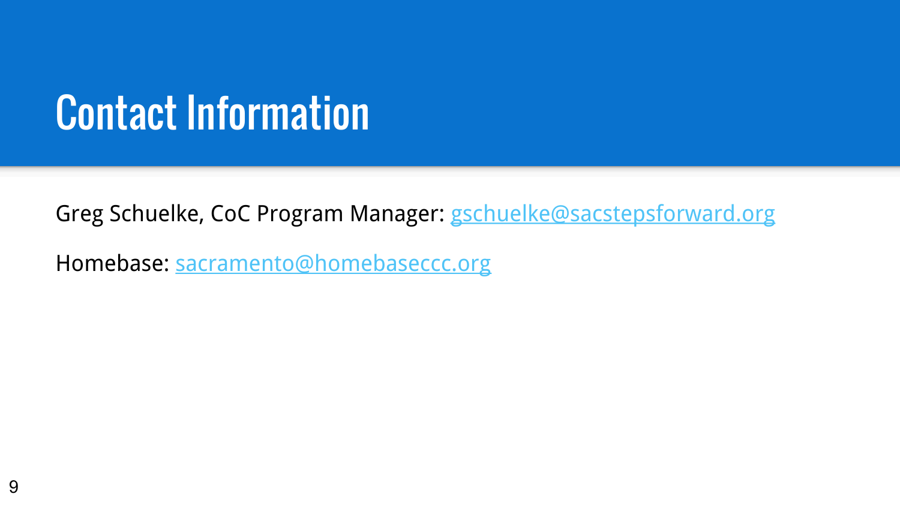# Contact Information

Greg Schuelke, CoC Program Manager: gschuelke@sacstepsforward.org

Homebase: sacramento@homebaseccc.org